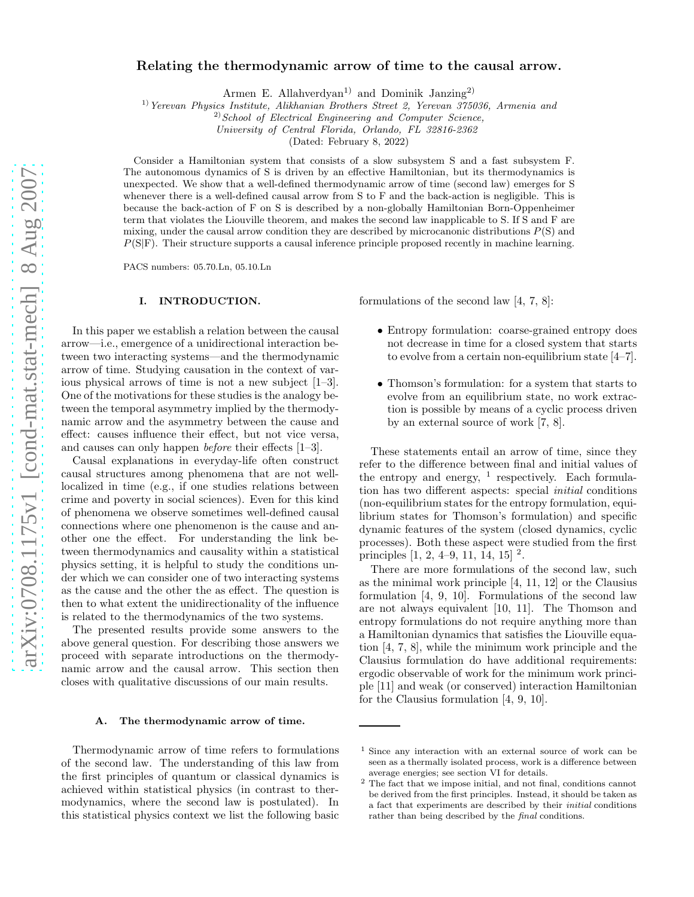# Relating the thermodynamic arrow of time to the causal arrow.

Armen E. Allahverdyan[1)] and Dominik Janzing[2)]

[1)] *Yerevan Physics Institute, Alikhanian Brothers Street 2, Yerevan 375036, Armenia and*
[2)] *School of Electrical Engineering and Computer Science, University of Central Florida, Orlando, FL 32816-2362*

(Dated: February 8, 2022)

Consider a Hamiltonian system that consists of a slow subsystem S and a fast subsystem F. The autonomous dynamics of S is driven by an effective Hamiltonian, but its thermodynamics is unexpected. We show that a well-defined thermodynamic arrow of time (second law) emerges for S whenever there is a well-defined causal arrow from S to F and the back-action is negligible. This is because the back-action of F on S is described by a non-globally Hamiltonian Born-Oppenheimer term that violates the Liouville theorem, and makes the second law inapplicable to S. If S and F are mixing, under the causal arrow condition they are described by microcanonic distributions $P(\mathrm{S})$ and $P(\mathrm{S}|\mathrm{F})$. Their structure supports a causal inference principle proposed recently in machine learning.

PACS numbers: 05.70.Ln, 05.10.Ln

## I. INTRODUCTION.

In this paper we establish a relation between the causal arrow—i.e., emergence of a unidirectional interaction between two interacting systems—and the thermodynamic arrow of time. Studying causation in the context of various physical arrows of time is not a new subject [1–3]. One of the motivations for these studies is the analogy between the temporal asymmetry implied by the thermodynamic arrow and the asymmetry between the cause and effect: causes influence their effect, but not vice versa, and causes can only happen *before* their effects [1–3].

Causal explanations in everyday-life often construct causal structures among phenomena that are not well-localized in time (e.g., if one studies relations between crime and poverty in social sciences). Even for this kind of phenomena we observe sometimes well-defined causal connections where one phenomenon is the cause and another one the effect. For understanding the link between thermodynamics and causality within a statistical physics setting, it is helpful to study the conditions under which we can consider one of two interacting systems as the cause and the other the as effect. The question is then to what extent the unidirectionality of the influence is related to the thermodynamics of the two systems.

The presented results provide some answers to the above general question. For describing those answers we proceed with separate introductions on the thermodynamic arrow and the causal arrow. This section then closes with qualitative discussions of our main results.

### A. The thermodynamic arrow of time.

Thermodynamic arrow of time refers to formulations of the second law. The understanding of this law from the first principles of quantum or classical dynamics is achieved within statistical physics (in contrast to thermodynamics, where the second law is postulated). In this statistical physics context we list the following basic formulations of the second law [4, 7, 8]:

- Entropy formulation: coarse-grained entropy does not decrease in time for a closed system that starts to evolve from a certain non-equilibrium state [4–7].
- Thomson's formulation: for a system that starts to evolve from an equilibrium state, no work extraction is possible by means of a cyclic process driven by an external source of work [7, 8].

These statements entail an arrow of time, since they refer to the difference between final and initial values of the entropy and energy, [1] respectively. Each formulation has two different aspects: special *initial* conditions (non-equilibrium states for the entropy formulation, equilibrium states for Thomson's formulation) and specific dynamic features of the system (closed dynamics, cyclic processes). Both these aspect were studied from the first principles [1, 2, 4–9, 11, 14, 15] [2].

There are more formulations of the second law, such as the minimal work principle [4, 11, 12] or the Clausius formulation [4, 9, 10]. Formulations of the second law are not always equivalent [10, 11]. The Thomson and entropy formulations do not require anything more than a Hamiltonian dynamics that satisfies the Liouville equation [4, 7, 8], while the minimum work principle and the Clausius formulation do have additional requirements: ergodic observable of work for the minimum work principle [11] and weak (or conserved) interaction Hamiltonian for the Clausius formulation [4, 9, 10].

---

[1] Since any interaction with an external source of work can be seen as a thermally isolated process, work is a difference between average energies; see section VI for details.

[2] The fact that we impose initial, and not final, conditions cannot be derived from the first principles. Instead, it should be taken as a fact that experiments are described by their *initial* conditions rather than being described by the *final* conditions.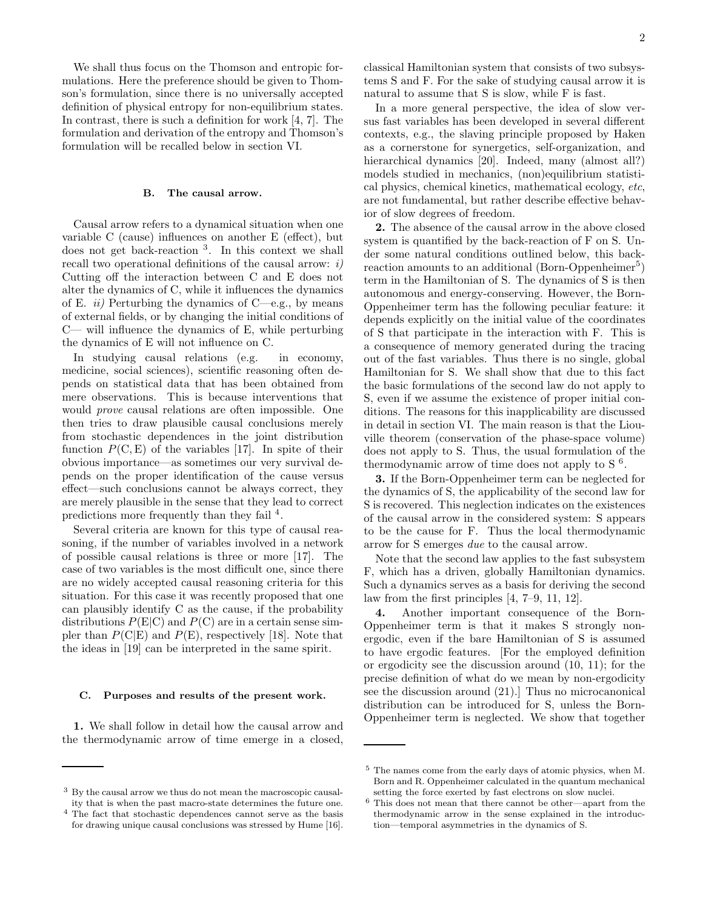We shall thus focus on the Thomson and entropic formulations. Here the preference should be given to Thomson's formulation, since there is no universally accepted definition of physical entropy for non-equilibrium states. In contrast, there is such a definition for work [4, 7]. The formulation and derivation of the entropy and Thomson's formulation will be recalled below in section VI.

### B. The causal arrow.

Causal arrow refers to a dynamical situation when one variable C (cause) influences on another E (effect), but does not get back-reaction [3]. In this context we shall recall two operational definitions of the causal arrow: *i)* Cutting off the interaction between C and E does not alter the dynamics of C, while it influences the dynamics of E. *ii)* Perturbing the dynamics of C—e.g., by means of external fields, or by changing the initial conditions of C— will influence the dynamics of E, while perturbing the dynamics of E will not influence on C.

In studying causal relations (e.g. in economy, medicine, social sciences), scientific reasoning often depends on statistical data that has been obtained from mere observations. This is because interventions that would *prove* causal relations are often impossible. One then tries to draw plausible causal conclusions merely from stochastic dependences in the joint distribution function $P(\mathrm{C},\mathrm{E})$ of the variables [17]. In spite of their obvious importance—as sometimes our very survival depends on the proper identification of the cause versus effect—such conclusions cannot be always correct, they are merely plausible in the sense that they lead to correct predictions more frequently than they fail [4].

Several criteria are known for this type of causal reasoning, if the number of variables involved in a network of possible causal relations is three or more [17]. The case of two variables is the most difficult one, since there are no widely accepted causal reasoning criteria for this situation. For this case it was recently proposed that one can plausibly identify C as the cause, if the probability distributions $P(\mathrm{E}|\mathrm{C})$ and $P(\mathrm{C})$ are in a certain sense simpler than $P(\mathrm{C}|\mathrm{E})$ and $P(\mathrm{E})$, respectively [18]. Note that the ideas in [19] can be interpreted in the same spirit.

### C. Purposes and results of the present work.

**1.** We shall follow in detail how the causal arrow and the thermodynamic arrow of time emerge in a closed, classical Hamiltonian system that consists of two subsystems S and F. For the sake of studying causal arrow it is natural to assume that S is slow, while F is fast.

In a more general perspective, the idea of slow versus fast variables has been developed in several different contexts, e.g., the slaving principle proposed by Haken as a cornerstone for synergetics, self-organization, and hierarchical dynamics [20]. Indeed, many (almost all?) models studied in mechanics, (non)equilibrium statistical physics, chemical kinetics, mathematical ecology, *etc*, are not fundamental, but rather describe effective behavior of slow degrees of freedom.

**2.** The absence of the causal arrow in the above closed system is quantified by the back-reaction of F on S. Under some natural conditions outlined below, this back-reaction amounts to an additional (Born-Oppenheimer[5]) term in the Hamiltonian of S. The dynamics of S is then autonomous and energy-conserving. However, the Born-Oppenheimer term has the following peculiar feature: it depends explicitly on the initial value of the coordinates of S that participate in the interaction with F. This is a consequence of memory generated during the tracing out of the fast variables. Thus there is no single, global Hamiltonian for S. We shall show that due to this fact the basic formulations of the second law do not apply to S, even if we assume the existence of proper initial conditions. The reasons for this inapplicability are discussed in detail in section VI. The main reason is that the Liouville theorem (conservation of the phase-space volume) does not apply to S. Thus, the usual formulation of the thermodynamic arrow of time does not apply to S [6].

**3.** If the Born-Oppenheimer term can be neglected for the dynamics of S, the applicability of the second law for S is recovered. This neglection indicates on the existences of the causal arrow in the considered system: S appears to be the cause for F. Thus the local thermodynamic arrow for S emerges *due* to the causal arrow.

Note that the second law applies to the fast subsystem F, which has a driven, globally Hamiltonian dynamics. Such a dynamics serves as a basis for deriving the second law from the first principles [4, 7–9, 11, 12].

**4.** Another important consequence of the Born-Oppenheimer term is that it makes S strongly non-ergodic, even if the bare Hamiltonian of S is assumed to have ergodic features. [For the employed definition or ergodicity see the discussion around (10, 11); for the precise definition of what do we mean by non-ergodicity see the discussion around (21).] Thus no microcanonical distribution can be introduced for S, unless the Born-Oppenheimer term is neglected. We show that together

---

[3] By the causal arrow we thus do not mean the macroscopic causality that is when the past macro-state determines the future one.

[4] The fact that stochastic dependences cannot serve as the basis for drawing unique causal conclusions was stressed by Hume [16].

[5] The names come from the early days of atomic physics, when M. Born and R. Oppenheimer calculated in the quantum mechanical setting the force exerted by fast electrons on slow nuclei.

[6] This does not mean that there cannot be other—apart from the thermodynamic arrow in the sense explained in the introduction—temporal asymmetries in the dynamics of S.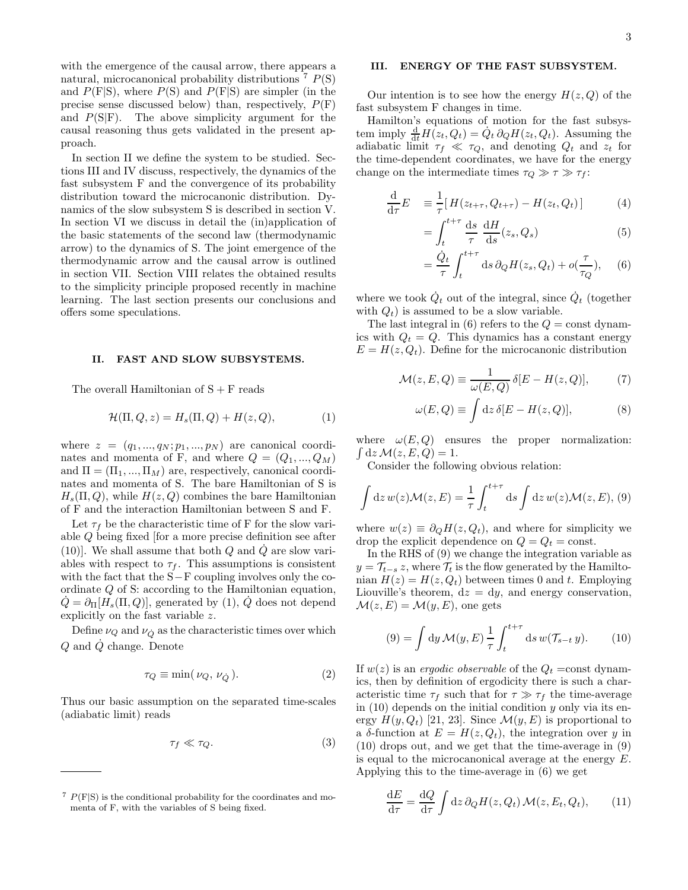with the emergence of the causal arrow, there appears a natural, microcanonical probability distributions [7] $P(\mathrm{S})$ and $P(\mathrm{F}|\mathrm{S})$, where $P(\mathrm{S})$ and $P(\mathrm{F}|\mathrm{S})$ are simpler (in the precise sense discussed below) than, respectively, $P(\mathrm{F})$ and $P(\mathrm{S}|\mathrm{F})$. The above simplicity argument for the causal reasoning thus gets validated in the present approach.

In section II we define the system to be studied. Sections III and IV discuss, respectively, the dynamics of the fast subsystem F and the convergence of its probability distribution toward the microcanonic distribution. Dynamics of the slow subsystem S is described in section V. In section VI we discuss in detail the (in)application of the basic statements of the second law (thermodynamic arrow) to the dynamics of S. The joint emergence of the thermodynamic arrow and the causal arrow is outlined in section VII. Section VIII relates the obtained results to the simplicity principle proposed recently in machine learning. The last section presents our conclusions and offers some speculations.

## II. FAST AND SLOW SUBSYSTEMS.

The overall Hamiltonian of $\mathrm{S}+\mathrm{F}$ reads

$$\mathcal{H}(\Pi, Q, z) = H_s(\Pi, Q) + H(z, Q), \tag{1}$$

where $z = (q_1, ..., q_N; p_1, ..., p_N)$ are canonical coordinates and momenta of F, and where $Q = (Q_1, ..., Q_M)$ and $\Pi = (\Pi_1, ..., \Pi_M)$ are, respectively, canonical coordinates and momenta of S. The bare Hamiltonian of S is $H_s(\Pi, Q)$, while $H(z, Q)$ combines the bare Hamiltonian of F and the interaction Hamiltonian between S and F.

Let $\tau_f$ be the characteristic time of F for the slow variable $Q$ being fixed [for a more precise definition see after (10)]. We shall assume that both $Q$ and $\dot{Q}$ are slow variables with respect to $\tau_f$. This assumptions is consistent with the fact that the S−F coupling involves only the coordinate $Q$ of S: according to the Hamiltonian equation, $\dot{Q} = \partial_\Pi[H_s(\Pi, Q)]$, generated by (1), $\dot{Q}$ does not depend explicitly on the fast variable $z$.

Define $\nu_Q$ and $\nu_{\dot{Q}}$ as the characteristic times over which $Q$ and $\dot{Q}$ change. Denote

$$\tau_Q \equiv \min(\,\nu_Q,\,\nu_{\dot{Q}}\,). \tag{2}$$

Thus our basic assumption on the separated time-scales (adiabatic limit) reads

$$\tau_f \ll \tau_Q. \tag{3}$$

[7] $P(\mathrm{F}|\mathrm{S})$ is the conditional probability for the coordinates and momenta of F, with the variables of S being fixed.

## III. ENERGY OF THE FAST SUBSYSTEM.

Our intention is to see how the energy $H(z, Q)$ of the fast subsystem F changes in time.

Hamilton's equations of motion for the fast subsystem imply $\frac{\mathrm{d}}{\mathrm{d}t}H(z_t, Q_t) = \dot{Q}_t\, \partial_Q H(z_t, Q_t)$. Assuming the adiabatic limit $\tau_f \ll \tau_Q$, and denoting $Q_t$ and $z_t$ for the time-dependent coordinates, we have for the energy change on the intermediate times $\tau_Q \gg \tau \gg \tau_f$:

$$\begin{aligned}\frac{\mathrm{d}}{\mathrm{d}\tau}E \quad &\equiv \frac{1}{\tau}[\,H(z_{t+\tau}, Q_{t+\tau}) - H(z_t, Q_t)\,] &(4)\\ &= \int_t^{t+\tau} \frac{\mathrm{d}s}{\tau}\, \frac{\mathrm{d}H}{\mathrm{d}s}(z_s, Q_s) &(5)\\ &= \frac{\dot{Q}_t}{\tau}\int_t^{t+\tau} \mathrm{d}s\, \partial_Q H(z_s, Q_t) + o(\frac{\tau}{\tau_Q}), &(6)\end{aligned}$$

where we took $\dot{Q}_t$ out of the integral, since $\dot{Q}_t$ (together with $Q_t$) is assumed to be a slow variable.

The last integral in (6) refers to the $Q=$ const dynamics with $Q_t = Q$. This dynamics has a constant energy $E = H(z, Q_t)$. Define for the microcanonic distribution

$$\mathcal{M}(z, E, Q) \equiv \frac{1}{\omega(E, Q)}\,\delta[E - H(z, Q)], \tag{7}$$

$$\omega(E, Q) \equiv \int \mathrm{d}z\, \delta[E - H(z, Q)], \tag{8}$$

where $\omega(E, Q)$ ensures the proper normalization: $\int \mathrm{d}z\, \mathcal{M}(z, E, Q) = 1$.

Consider the following obvious relation:

$$\int \mathrm{d}z\, w(z)\mathcal{M}(z, E) = \frac{1}{\tau}\int_t^{t+\tau} \mathrm{d}s \int \mathrm{d}z\, w(z)\mathcal{M}(z, E), \tag{9}$$

where $w(z) \equiv \partial_Q H(z, Q_t)$, and where for simplicity we drop the explicit dependence on $Q = Q_t =$ const.

In the RHS of (9) we change the integration variable as $y = \mathcal{T}_{t-s}\, z$, where $\mathcal{T}_t$ is the flow generated by the Hamiltonian $H(z) = H(z, Q_t)$ between times 0 and $t$. Employing Liouville's theorem, $\mathrm{d}z = \mathrm{d}y$, and energy conservation, $\mathcal{M}(z, E) = \mathcal{M}(y, E)$, one gets

$$(9) = \int \mathrm{d}y\, \mathcal{M}(y, E)\, \frac{1}{\tau}\int_t^{t+\tau} \mathrm{d}s\, w(\mathcal{T}_{s-t}\, y). \tag{10}$$

If $w(z)$ is an *ergodic observable* of the $Q_t =$const dynamics, then by definition of ergodicity there is such a characteristic time $\tau_f$ such that for $\tau \gg \tau_f$ the time-average in (10) depends on the initial condition $y$ only via its energy $H(y, Q_t)$ [21, 23]. Since $\mathcal{M}(y, E)$ is proportional to a $\delta$-function at $E = H(z, Q_t)$, the integration over $y$ in (10) drops out, and we get that the time-average in (9) is equal to the microcanonical average at the energy $E$. Applying this to the time-average in (6) we get

$$\frac{\mathrm{d}E}{\mathrm{d}\tau} = \frac{\mathrm{d}Q}{\mathrm{d}\tau}\int \mathrm{d}z\, \partial_Q H(z, Q_t)\, \mathcal{M}(z, E_t, Q_t), \tag{11}$$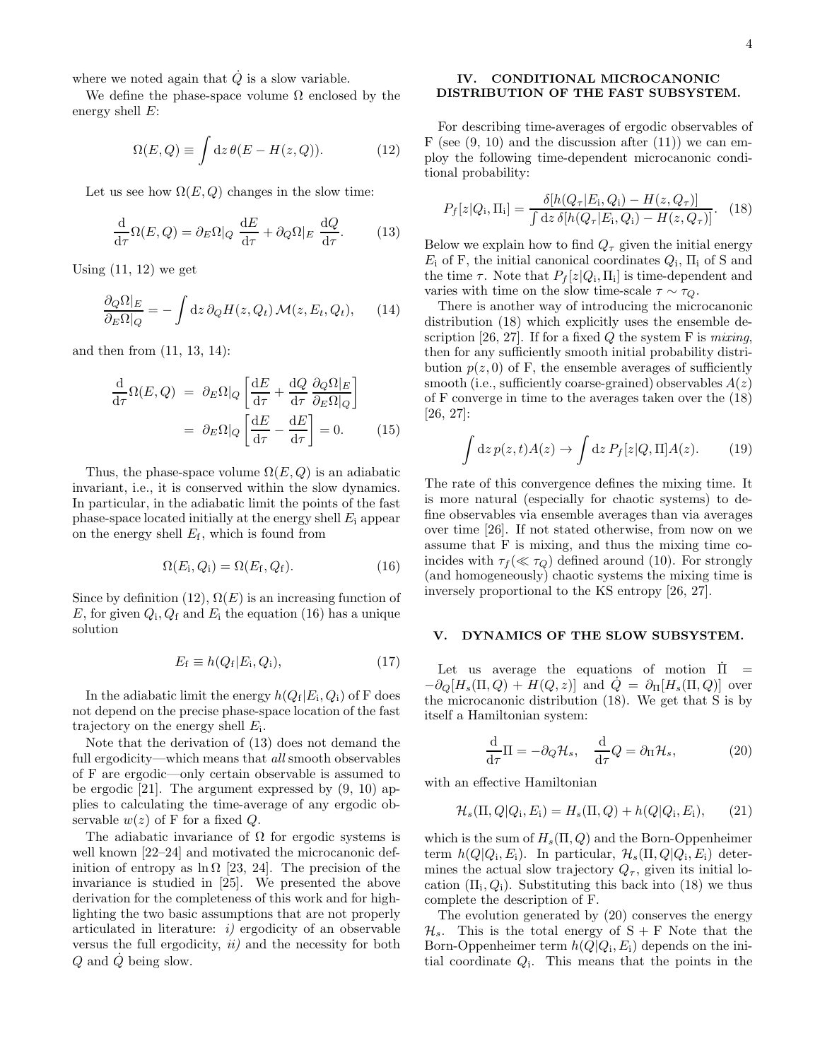where we noted again that $\dot{Q}$ is a slow variable.

We define the phase-space volume $\Omega$ enclosed by the energy shell $E$:

$$\Omega(E,Q) \equiv \int \mathrm{d}z\, \theta(E - H(z,Q)). \tag{12}$$

Let us see how $\Omega(E,Q)$ changes in the slow time:

$$\frac{\mathrm{d}}{\mathrm{d}\tau}\Omega(E,Q) = \partial_E \Omega|_Q \;\frac{\mathrm{d}E}{\mathrm{d}\tau} + \partial_Q \Omega|_E \;\frac{\mathrm{d}Q}{\mathrm{d}\tau}. \tag{13}$$

Using (11, 12) we get

$$\frac{\partial_Q \Omega|_E}{\partial_E \Omega|_Q} = -\int \mathrm{d}z\, \partial_Q H(z, Q_t)\, \mathcal{M}(z, E_t, Q_t), \tag{14}$$

and then from (11, 13, 14):

$$\begin{aligned}
\frac{\mathrm{d}}{\mathrm{d}\tau}\Omega(E,Q) &= \partial_E \Omega|_Q \left[ \frac{\mathrm{d}E}{\mathrm{d}\tau} + \frac{\mathrm{d}Q}{\mathrm{d}\tau}\, \frac{\partial_Q \Omega|_E}{\partial_E \Omega|_Q} \right] \\
&= \partial_E \Omega|_Q \left[ \frac{\mathrm{d}E}{\mathrm{d}\tau} - \frac{\mathrm{d}E}{\mathrm{d}\tau} \right] = 0.
\end{aligned} \tag{15}$$

Thus, the phase-space volume $\Omega(E,Q)$ is an adiabatic invariant, i.e., it is conserved within the slow dynamics. In particular, in the adiabatic limit the points of the fast phase-space located initially at the energy shell $E_{\rm i}$ appear on the energy shell $E_{\rm f}$, which is found from

$$\Omega(E_{\rm i}, Q_{\rm i}) = \Omega(E_{\rm f}, Q_{\rm f}). \tag{16}$$

Since by definition (12), $\Omega(E)$ is an increasing function of $E$, for given $Q_{\rm i}, Q_{\rm f}$ and $E_{\rm i}$ the equation (16) has a unique solution

$$E_{\rm f} \equiv h(Q_{\rm f}|E_{\rm i}, Q_{\rm i}), \tag{17}$$

In the adiabatic limit the energy $h(Q_{\rm f}|E_{\rm i}, Q_{\rm i})$ of F does not depend on the precise phase-space location of the fast trajectory on the energy shell $E_{\rm i}$.

Note that the derivation of (13) does not demand the full ergodicity—which means that *all* smooth observables of F are ergodic—only certain observable is assumed to be ergodic [21]. The argument expressed by (9, 10) applies to calculating the time-average of any ergodic observable $w(z)$ of F for a fixed $Q$.

The adiabatic invariance of $\Omega$ for ergodic systems is well known [22–24] and motivated the microcanonic definition of entropy as $\ln \Omega$ [23, 24]. The precision of the invariance is studied in [25]. We presented the above derivation for the completeness of this work and for highlighting the two basic assumptions that are not properly articulated in literature: *i)* ergodicity of an observable versus the full ergodicity, *ii)* and the necessity for both $Q$ and $\dot{Q}$ being slow.

## IV. CONDITIONAL MICROCANONIC DISTRIBUTION OF THE FAST SUBSYSTEM.

For describing time-averages of ergodic observables of F (see (9, 10) and the discussion after (11)) we can employ the following time-dependent microcanonic conditional probability:

$$P_f[z|Q_{\rm i}, \Pi_{\rm i}] = \frac{\delta[h(Q_\tau|E_{\rm i}, Q_{\rm i}) - H(z, Q_\tau)]}{\int \mathrm{d}z\, \delta[h(Q_\tau|E_{\rm i}, Q_{\rm i}) - H(z, Q_\tau)]}. \tag{18}$$

Below we explain how to find $Q_\tau$ given the initial energy $E_{\rm i}$ of F, the initial canonical coordinates $Q_{\rm i}$, $\Pi_{\rm i}$ of S and the time $\tau$. Note that $P_f[z|Q_{\rm i}, \Pi_{\rm i}]$ is time-dependent and varies with time on the slow time-scale $\tau \sim \tau_Q$.

There is another way of introducing the microcanonic distribution (18) which explicitly uses the ensemble description [26, 27]. If for a fixed $Q$ the system F is *mixing*, then for any sufficiently smooth initial probability distribution $p(z,0)$ of F, the ensemble averages of sufficiently smooth (i.e., sufficiently coarse-grained) observables $A(z)$ of F converge in time to the averages taken over the (18) [26, 27]:

$$\int \mathrm{d}z\, p(z,t) A(z) \to \int \mathrm{d}z\, P_f[z|Q, \Pi] A(z). \tag{19}$$

The rate of this convergence defines the mixing time. It is more natural (especially for chaotic systems) to define observables via ensemble averages than via averages over time [26]. If not stated otherwise, from now on we assume that F is mixing, and thus the mixing time coincides with $\tau_f (\ll \tau_Q)$ defined around (10). For strongly (and homogeneously) chaotic systems the mixing time is inversely proportional to the KS entropy [26, 27].

## V. DYNAMICS OF THE SLOW SUBSYSTEM.

Let us average the equations of motion $\dot{\Pi} = -\partial_Q[H_s(\Pi, Q) + H(Q, z)]$ and $\dot{Q} = \partial_\Pi[H_s(\Pi, Q)]$ over the microcanonic distribution (18). We get that S is by itself a Hamiltonian system:

$$\frac{\mathrm{d}}{\mathrm{d}\tau}\Pi = -\partial_Q \mathcal{H}_s, \quad \frac{\mathrm{d}}{\mathrm{d}\tau}Q = \partial_\Pi \mathcal{H}_s, \tag{20}$$

with an effective Hamiltonian

$$\mathcal{H}_s(\Pi, Q|Q_{\rm i}, E_{\rm i}) = H_s(\Pi, Q) + h(Q|Q_{\rm i}, E_{\rm i}), \tag{21}$$

which is the sum of $H_s(\Pi, Q)$ and the Born-Oppenheimer term $h(Q|Q_{\rm i}, E_{\rm i})$. In particular, $\mathcal{H}_s(\Pi, Q|Q_{\rm i}, E_{\rm i})$ determines the actual slow trajectory $Q_\tau$, given its initial location $(\Pi_{\rm i}, Q_{\rm i})$. Substituting this back into (18) we thus complete the description of F.

The evolution generated by (20) conserves the energy $\mathcal{H}_s$. This is the total energy of S + F Note that the Born-Oppenheimer term $h(Q|Q_{\rm i}, E_{\rm i})$ depends on the initial coordinate $Q_{\rm i}$. This means that the points in the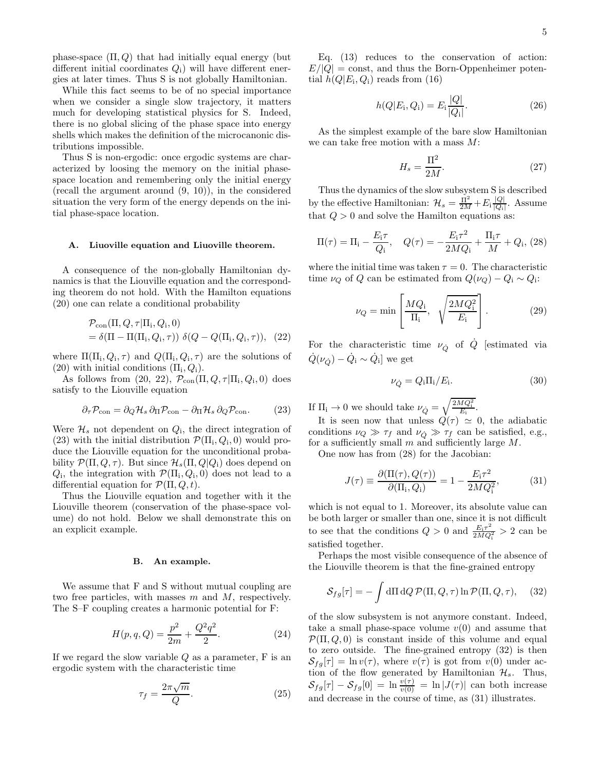phase-space $(\Pi, Q)$ that had initially equal energy (but different initial coordinates $Q_{\rm i}$) will have different energies at later times. Thus S is not globally Hamiltonian.

While this fact seems to be of no special importance when we consider a single slow trajectory, it matters much for developing statistical physics for S. Indeed, there is no global slicing of the phase space into energy shells which makes the definition of the microcanonic distributions impossible.

Thus S is non-ergodic: once ergodic systems are characterized by loosing the memory on the initial phase-space location and remembering only the initial energy (recall the argument around (9, 10)), in the considered situation the very form of the energy depends on the initial phase-space location.

### A. Liuoville equation and Liuoville theorem.

A consequence of the non-globally Hamiltonian dynamics is that the Liouville equation and the corresponding theorem do not hold. With the Hamilton equations (20) one can relate a conditional probability

$$
\begin{aligned}
&\mathcal{P}_{\rm con}(\Pi, Q, \tau | \Pi_{\rm i}, Q_{\rm i}, 0) \\
&= \delta(\Pi - \Pi(\Pi_{\rm i}, Q_{\rm i}, \tau))\; \delta(Q - Q(\Pi_{\rm i}, Q_{\rm i}, \tau)), \quad (22)
\end{aligned}
$$

where $\Pi(\Pi_{\rm i}, Q_{\rm i}, \tau)$ and $Q(\Pi_{\rm i}, Q_{\rm i}, \tau)$ are the solutions of (20) with initial conditions $(\Pi_{\rm i}, Q_{\rm i})$.

As follows from (20, 22), $\mathcal{P}_{\rm con}(\Pi, Q, \tau | \Pi_{\rm i}, Q_{\rm i}, 0)$ does satisfy to the Liouville equation

$$
\partial_\tau \mathcal{P}_{\rm con} = \partial_Q \mathcal{H}_s \, \partial_\Pi \mathcal{P}_{\rm con} - \partial_\Pi \mathcal{H}_s \, \partial_Q \mathcal{P}_{\rm con}. \qquad (23)
$$

Were $\mathcal{H}_s$ not dependent on $Q_{\rm i}$, the direct integration of (23) with the initial distribution $\mathcal{P}(\Pi_{\rm i}, Q_{\rm i}, 0)$ would produce the Liouville equation for the unconditional probability $\mathcal{P}(\Pi, Q, \tau)$. But since $\mathcal{H}_s(\Pi, Q|Q_{\rm i})$ does depend on $Q_{\rm i}$, the integration with $\mathcal{P}(\Pi_{\rm i}, Q_{\rm i}, 0)$ does not lead to a differential equation for $\mathcal{P}(\Pi, Q, t)$.

Thus the Liouville equation and together with it the Liouville theorem (conservation of the phase-space volume) do not hold. Below we shall demonstrate this on an explicit example.

### B. An example.

We assume that F and S without mutual coupling are two free particles, with masses $m$ and $M$, respectively. The S–F coupling creates a harmonic potential for F:

$$
H(p, q, Q) = \frac{p^2}{2m} + \frac{Q^2 q^2}{2}. \qquad (24)
$$

If we regard the slow variable $Q$ as a parameter, F is an ergodic system with the characteristic time

$$
\tau_f = \frac{2\pi\sqrt{m}}{Q}. \qquad (25)
$$

Eq. (13) reduces to the conservation of action: $E/|Q| = \text{const}$, and thus the Born-Oppenheimer potential $h(Q|E_{\rm i}, Q_{\rm i})$ reads from (16)

$$
h(Q|E_{\rm i}, Q_{\rm i}) = E_{\rm i} \frac{|Q|}{|Q_{\rm i}|}. \qquad (26)
$$

As the simplest example of the bare slow Hamiltonian we can take free motion with a mass $M$:

$$
H_s = \frac{\Pi^2}{2M}. \qquad (27)
$$

Thus the dynamics of the slow subsystem S is described by the effective Hamiltonian: $\mathcal{H}_s = \frac{\Pi^2}{2M} + E_{\rm i}\frac{|Q|}{|Q_{\rm i}|}$. Assume that $Q > 0$ and solve the Hamilton equations as:

$$
\Pi(\tau) = \Pi_{\rm i} - \frac{E_{\rm i}\tau}{Q_{\rm i}}, \quad Q(\tau) = -\frac{E_{\rm i}\tau^2}{2MQ_{\rm i}} + \frac{\Pi_{\rm i}\tau}{M} + Q_{\rm i}, \qquad (28)
$$

where the initial time was taken $\tau = 0$. The characteristic time $\nu_Q$ of $Q$ can be estimated from $Q(\nu_Q) - Q_{\rm i} \sim Q_{\rm i}$:

$$
\nu_Q = \min\left[\frac{MQ_{\rm i}}{\Pi_{\rm i}}, \; \sqrt{\frac{2MQ_{\rm i}^2}{E_{\rm i}}}\right]. \qquad (29)
$$

For the characteristic time $\nu_{\dot{Q}}$ of $\dot{Q}$ [estimated via $\dot{Q}(\nu_{\dot{Q}}) - \dot{Q}_{\rm i} \sim \dot{Q}_{\rm i}$] we get

$$
\nu_{\dot{Q}} = Q_{\rm i}\Pi_{\rm i}/E_{\rm i}. \qquad (30)
$$

If $\Pi_{\rm i} \to 0$ we should take $\nu_{\dot{Q}} = \sqrt{\frac{2MQ_{\rm i}^2}{E_{\rm i}}}$.

It is seen now that unless $Q(\tau) \simeq 0$, the adiabatic conditions $\nu_Q \gg \tau_f$ and $\nu_{\dot{Q}} \gg \tau_f$ can be satisfied, e.g., for a sufficiently small $m$ and sufficiently large $M$.

One now has from (28) for the Jacobian:

$$
J(\tau) \equiv \frac{\partial(\Pi(\tau), Q(\tau))}{\partial(\Pi_{\rm i}, Q_{\rm i})} = 1 - \frac{E_{\rm i}\tau^2}{2MQ_{\rm i}^2}, \qquad (31)
$$

which is not equal to 1. Moreover, its absolute value can be both larger or smaller than one, since it is not difficult to see that the conditions $Q > 0$ and $\frac{E_{\rm i}\tau^2}{2MQ_{\rm i}^2} > 2$ can be satisfied together.

Perhaps the most visible consequence of the absence of the Liouville theorem is that the fine-grained entropy

$$
\mathcal{S}_{fg}[\tau] = -\int {\rm d}\Pi\, {\rm d}Q\, \mathcal{P}(\Pi, Q, \tau) \ln \mathcal{P}(\Pi, Q, \tau), \qquad (32)
$$

of the slow subsystem is not anymore constant. Indeed, take a small phase-space volume $v(0)$ and assume that $\mathcal{P}(\Pi, Q, 0)$ is constant inside of this volume and equal to zero outside. The fine-grained entropy (32) is then $\mathcal{S}_{fg}[\tau] = \ln v(\tau)$, where $v(\tau)$ is got from $v(0)$ under action of the flow generated by Hamiltonian $\mathcal{H}_s$. Thus, $\mathcal{S}_{fg}[\tau] - \mathcal{S}_{fg}[0] = \ln\frac{v(\tau)}{v(0)} = \ln|J(\tau)|$ can both increase and decrease in the course of time, as (31) illustrates.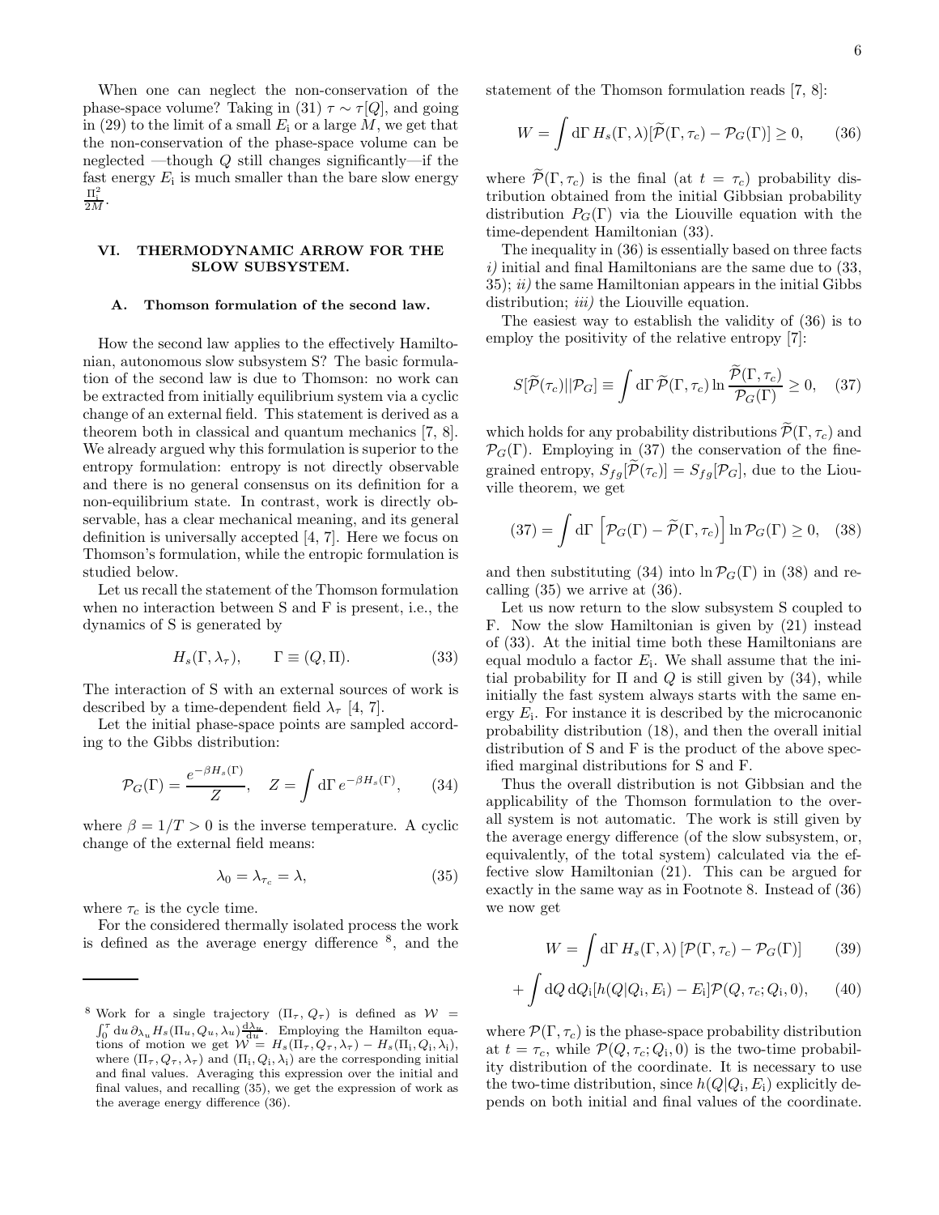When one can neglect the non-conservation of the phase-space volume? Taking in (31) $\tau \sim \tau[Q]$, and going in (29) to the limit of a small $E_{\rm i}$ or a large $M$, we get that the non-conservation of the phase-space volume can be neglected —though $Q$ still changes significantly—if the fast energy $E_{\rm i}$ is much smaller than the bare slow energy $\frac{\Pi_{\rm i}^2}{2M}$.

## VI. THERMODYNAMIC ARROW FOR THE SLOW SUBSYSTEM.

### A. Thomson formulation of the second law.

How the second law applies to the effectively Hamiltonian, autonomous slow subsystem S? The basic formulation of the second law is due to Thomson: no work can be extracted from initially equilibrium system via a cyclic change of an external field. This statement is derived as a theorem both in classical and quantum mechanics [7, 8]. We already argued why this formulation is superior to the entropy formulation: entropy is not directly observable and there is no general consensus on its definition for a non-equilibrium state. In contrast, work is directly observable, has a clear mechanical meaning, and its general definition is universally accepted [4, 7]. Here we focus on Thomson's formulation, while the entropic formulation is studied below.

Let us recall the statement of the Thomson formulation when no interaction between S and F is present, i.e., the dynamics of S is generated by

$$H_s(\Gamma, \lambda_\tau), \qquad \Gamma \equiv (Q, \Pi). \tag{33}$$

The interaction of S with an external sources of work is described by a time-dependent field $\lambda_\tau$ [4, 7].

Let the initial phase-space points are sampled according to the Gibbs distribution:

$$\mathcal{P}_G(\Gamma) = \frac{e^{-\beta H_s(\Gamma)}}{Z}, \quad Z = \int \mathrm{d}\Gamma \, e^{-\beta H_s(\Gamma)}, \tag{34}$$

where $\beta = 1/T > 0$ is the inverse temperature. A cyclic change of the external field means:

$$\lambda_0 = \lambda_{\tau_c} = \lambda, \tag{35}$$

where $\tau_c$ is the cycle time.

For the considered thermally isolated process the work is defined as the average energy difference [8], and the statement of the Thomson formulation reads [7, 8]:

$$W = \int \mathrm{d}\Gamma \, H_s(\Gamma, \lambda)[\widetilde{\mathcal{P}}(\Gamma, \tau_c) - \mathcal{P}_G(\Gamma)] \geq 0, \tag{36}$$

where $\widetilde{\mathcal{P}}(\Gamma, \tau_c)$ is the final (at $t = \tau_c$) probability distribution obtained from the initial Gibbsian probability distribution $P_G(\Gamma)$ via the Liouville equation with the time-dependent Hamiltonian (33).

The inequality in (36) is essentially based on three facts *i)* initial and final Hamiltonians are the same due to (33, 35); *ii)* the same Hamiltonian appears in the initial Gibbs distribution; *iii)* the Liouville equation.

The easiest way to establish the validity of (36) is to employ the positivity of the relative entropy [7]:

$$S[\widetilde{\mathcal{P}}(\tau_c)||\mathcal{P}_G] \equiv \int \mathrm{d}\Gamma \, \widetilde{\mathcal{P}}(\Gamma, \tau_c) \ln \frac{\widetilde{\mathcal{P}}(\Gamma, \tau_c)}{\mathcal{P}_G(\Gamma)} \geq 0, \tag{37}$$

which holds for any probability distributions $\widetilde{\mathcal{P}}(\Gamma, \tau_c)$ and $\mathcal{P}_G(\Gamma)$. Employing in (37) the conservation of the fine-grained entropy, $S_{fg}[\widetilde{\mathcal{P}}(\tau_c)] = S_{fg}[\mathcal{P}_G]$, due to the Liouville theorem, we get

$$(37) = \int \mathrm{d}\Gamma \, \left[\mathcal{P}_G(\Gamma) - \widetilde{\mathcal{P}}(\Gamma, \tau_c)\right] \ln \mathcal{P}_G(\Gamma) \geq 0, \tag{38}$$

and then substituting (34) into $\ln \mathcal{P}_G(\Gamma)$ in (38) and recalling (35) we arrive at (36).

Let us now return to the slow subsystem S coupled to F. Now the slow Hamiltonian is given by (21) instead of (33). At the initial time both these Hamiltonians are equal modulo a factor $E_{\rm i}$. We shall assume that the initial probability for $\Pi$ and $Q$ is still given by (34), while initially the fast system always starts with the same energy $E_{\rm i}$. For instance it is described by the microcanonic probability distribution (18), and then the overall initial distribution of S and F is the product of the above specified marginal distributions for S and F.

Thus the overall distribution is not Gibbsian and the applicability of the Thomson formulation to the overall system is not automatic. The work is still given by the average energy difference (of the slow subsystem, or, equivalently, of the total system) calculated via the effective slow Hamiltonian (21). This can be argued for exactly in the same way as in Footnote 8. Instead of (36) we now get

$$W = \int \mathrm{d}\Gamma \, H_s(\Gamma, \lambda) \left[\mathcal{P}(\Gamma, \tau_c) - \mathcal{P}_G(\Gamma)\right] \tag{39}$$

$$+ \int \mathrm{d}Q \, \mathrm{d}Q_{\rm i} [h(Q|Q_{\rm i}, E_{\rm i}) - E_{\rm i}] \mathcal{P}(Q, \tau_c; Q_{\rm i}, 0), \tag{40}$$

where $\mathcal{P}(\Gamma, \tau_c)$ is the phase-space probability distribution at $t = \tau_c$, while $\mathcal{P}(Q, \tau_c; Q_{\rm i}, 0)$ is the two-time probability distribution of the coordinate. It is necessary to use the two-time distribution, since $h(Q|Q_{\rm i}, E_{\rm i})$ explicitly depends on both initial and final values of the coordinate.

---

[8] Work for a single trajectory $(\Pi_\tau, Q_\tau)$ is defined as $\mathcal{W} = \int_0^\tau \mathrm{d}u \, \partial_{\lambda_u} H_s(\Pi_u, Q_u, \lambda_u) \frac{\mathrm{d}\lambda_u}{\mathrm{d}u}$. Employing the Hamilton equations of motion we get $\mathcal{W} = H_s(\Pi_\tau, Q_\tau, \lambda_\tau) - H_s(\Pi_{\rm i}, Q_{\rm i}, \lambda_{\rm i})$, where $(\Pi_\tau, Q_\tau, \lambda_\tau)$ and $(\Pi_{\rm i}, Q_{\rm i}, \lambda_{\rm i})$ are the corresponding initial and final values. Averaging this expression over the initial and final values, and recalling (35), we get the expression of work as the average energy difference (36).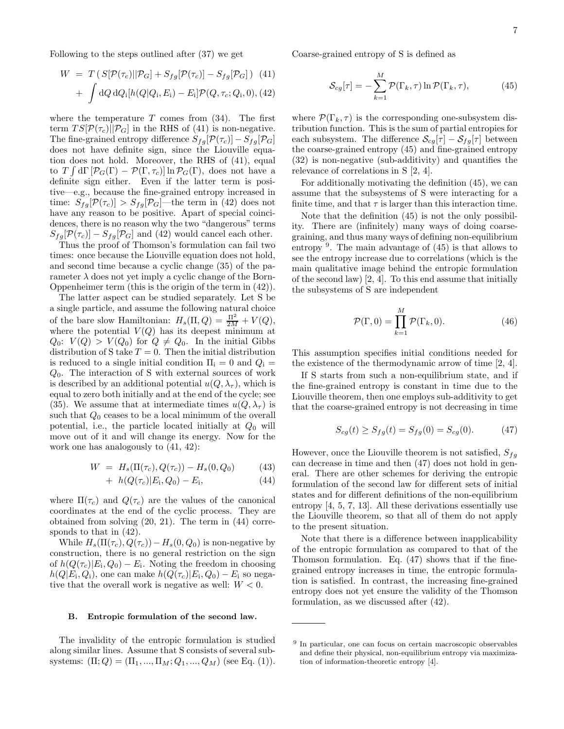Following to the steps outlined after (37) we get

$$W = T\,(\,S[\mathcal{P}(\tau_c)||\mathcal{P}_G] + S_{fg}[\mathcal{P}(\tau_c)] - S_{fg}[\mathcal{P}_G]\,) \quad (41)$$

$$+ \int \mathrm{d}Q\,\mathrm{d}Q_{\rm i}[h(Q|Q_{\rm i}, E_{\rm i}) - E_{\rm i}]\mathcal{P}(Q,\tau_c;Q_{\rm i},0), \quad (42)$$

where the temperature $T$ comes from (34). The first term $TS[\mathcal{P}(\tau_c)||\mathcal{P}_G]$ in the RHS of (41) is non-negative. The fine-grained entropy difference $S_{fg}[\mathcal{P}(\tau_c)] - S_{fg}[\mathcal{P}_G]$ does not have definite sign, since the Liouville equation does not hold. Moreover, the RHS of (41), equal to $T\int \mathrm{d}\Gamma\,[\mathcal{P}_G(\Gamma) - \mathcal{P}(\Gamma,\tau_c)]\ln\mathcal{P}_G(\Gamma)$, does not have a definite sign either. Even if the latter term is positive—e.g., because the fine-grained entropy increased in time: $S_{fg}[\mathcal{P}(\tau_c)] > S_{fg}[\mathcal{P}_G]$—the term in (42) does not have any reason to be positive. Apart of special coincidences, there is no reason why the two "dangerous" terms $S_{fg}[\mathcal{P}(\tau_c)] - S_{fg}[\mathcal{P}_G]$ and (42) would cancel each other.

Thus the proof of Thomson's formulation can fail two times: once because the Liouville equation does not hold, and second time because a cyclic change (35) of the parameter $\lambda$ does not yet imply a cyclic change of the Born-Oppenheimer term (this is the origin of the term in (42)).

The latter aspect can be studied separately. Let S be a single particle, and assume the following natural choice of the bare slow Hamiltonian: $H_s(\Pi,Q) = \frac{\Pi^2}{2M} + V(Q)$, where the potential $V(Q)$ has its deepest minimum at $Q_0$: $V(Q) > V(Q_0)$ for $Q \neq Q_0$. In the initial Gibbs distribution of S take $T = 0$. Then the initial distribution is reduced to a single initial condition $\Pi_{\rm i} = 0$ and $Q_{\rm i} = Q_0$. The interaction of S with external sources of work is described by an additional potential $u(Q,\lambda_\tau)$, which is equal to zero both initially and at the end of the cycle; see (35). We assume that at intermediate times $u(Q,\lambda_\tau)$ is such that $Q_0$ ceases to be a local minimum of the overall potential, i.e., the particle located initially at $Q_0$ will move out of it and will change its energy. Now for the work one has analogously to (41, 42):

$$W = H_s(\Pi(\tau_c),Q(\tau_c)) - H_s(0,Q_0) \quad (43)$$

$$+\ h(Q(\tau_c)|E_{\rm i},Q_0) - E_{\rm i}, \quad (44)$$

where $\Pi(\tau_c)$ and $Q(\tau_c)$ are the values of the canonical coordinates at the end of the cyclic process. They are obtained from solving (20, 21). The term in (44) corresponds to that in (42).

While $H_s(\Pi(\tau_c),Q(\tau_c)) - H_s(0,Q_0)$ is non-negative by construction, there is no general restriction on the sign of $h(Q(\tau_c)|E_{\rm i},Q_0) - E_{\rm i}$. Noting the freedom in choosing $h(Q|E_{\rm i},Q_{\rm i})$, one can make $h(Q(\tau_c)|E_{\rm i},Q_0) - E_{\rm i}$ so negative that the overall work is negative as well: $W < 0$.

### B. Entropic formulation of the second law.

The invalidity of the entropic formulation is studied along similar lines. Assume that S consists of several subsystems: $(\Pi;Q) = (\Pi_1,...,\Pi_M;Q_1,...,Q_M)$ (see Eq. (1)). Coarse-grained entropy of S is defined as

$$\mathcal{S}_{cg}[\tau] = -\sum_{k=1}^{M}\mathcal{P}(\Gamma_k,\tau)\ln\mathcal{P}(\Gamma_k,\tau), \quad (45)$$

where $\mathcal{P}(\Gamma_k,\tau)$ is the corresponding one-subsystem distribution function. This is the sum of partial entropies for each subsystem. The difference $\mathcal{S}_{cg}[\tau] - \mathcal{S}_{fg}[\tau]$ between the coarse-grained entropy (45) and fine-grained entropy (32) is non-negative (sub-additivity) and quantifies the relevance of correlations in S [2, 4].

For additionally motivating the definition (45), we can assume that the subsystems of S were interacting for a finite time, and that $\tau$ is larger than this interaction time.

Note that the definition (45) is not the only possibility. There are (infinitely) many ways of doing coarse-graining, and thus many ways of defining non-equilibrium entropy [9]. The main advantage of (45) is that allows to see the entropy increase due to correlations (which is the main qualitative image behind the entropic formulation of the second law) [2, 4]. To this end assume that initially the subsystems of S are independent

$$\mathcal{P}(\Gamma,0) = \prod_{k=1}^{M}\mathcal{P}(\Gamma_k,0). \quad (46)$$

This assumption specifies initial conditions needed for the existence of the thermodynamic arrow of time [2, 4].

If S starts from such a non-equilibrium state, and if the fine-grained entropy is constant in time due to the Liouville theorem, then one employs sub-additivity to get that the coarse-grained entropy is not decreasing in time

$$S_{cg}(t) \geq S_{fg}(t) = S_{fg}(0) = S_{cg}(0). \quad (47)$$

However, once the Liouville theorem is not satisfied, $S_{fg}$ can decrease in time and then (47) does not hold in general. There are other schemes for deriving the entropic formulation of the second law for different sets of initial states and for different definitions of the non-equilibrium entropy [4, 5, 7, 13]. All these derivations essentially use the Liouville theorem, so that all of them do not apply to the present situation.

Note that there is a difference between inapplicability of the entropic formulation as compared to that of the Thomson formulation. Eq. (47) shows that if the fine-grained entropy increases in time, the entropic formulation is satisfied. In contrast, the increasing fine-grained entropy does not yet ensure the validity of the Thomson formulation, as we discussed after (42).

[9] In particular, one can focus on certain macroscopic observables and define their physical, non-equilibrium entropy via maximization of information-theoretic entropy [4].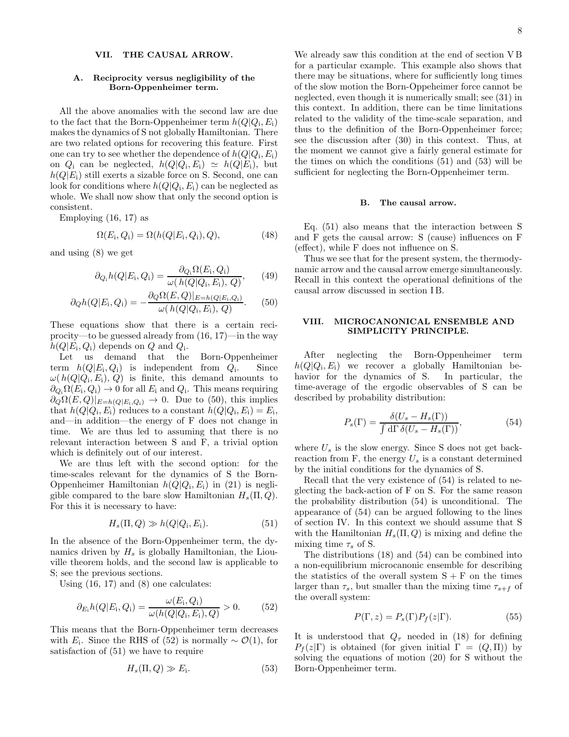## VII. THE CAUSAL ARROW.

### A. Reciprocity versus negligibility of the Born-Oppenheimer term.

All the above anomalies with the second law are due to the fact that the Born-Oppenheimer term $h(Q|Q_{\rm i}, E_{\rm i})$ makes the dynamics of S not globally Hamiltonian. There are two related options for recovering this feature. First one can try to see whether the dependence of $h(Q|Q_{\rm i}, E_{\rm i})$ on $Q_{\rm i}$ can be neglected, $h(Q|Q_{\rm i}, E_{\rm i}) \simeq h(Q|E_{\rm i})$, but $h(Q|E_{\rm i})$ still exerts a sizable force on S. Second, one can look for conditions where $h(Q|Q_{\rm i}, E_{\rm i})$ can be neglected as whole. We shall now show that only the second option is consistent.

Employing (16, 17) as

$$\Omega(E_{\rm i}, Q_{\rm i}) = \Omega(h(Q|E_{\rm i}, Q_{\rm i}), Q), \tag{48}$$

and using (8) we get

$$\partial_{Q_{\rm i}} h(Q|E_{\rm i}, Q_{\rm i}) = \frac{\partial_{Q_{\rm i}} \Omega(E_{\rm i}, Q_{\rm i})}{\omega(\, h(Q|Q_{\rm i}, E_{\rm i}),\, Q)}, \tag{49}$$

$$\partial_{Q} h(Q|E_{\rm i}, Q_{\rm i}) = -\frac{\partial_{Q} \Omega(E, Q)|_{E=h(Q|E_{\rm i}, Q_{\rm i})}}{\omega(\, h(Q|Q_{\rm i}, E_{\rm i}),\, Q)}. \tag{50}$$

These equations show that there is a certain reciprocity—to be guessed already from (16, 17)—in the way $h(Q|E_{\rm i}, Q_{\rm i})$ depends on $Q$ and $Q_{\rm i}$.

Let us demand that the Born-Oppenheimer term $h(Q|E_{\rm i}, Q_{\rm i})$ is independent from $Q_{\rm i}$. Since $\omega(\, h(Q|Q_{\rm i}, E_{\rm i}),\, Q)$ is finite, this demand amounts to $\partial_{Q_{\rm i}} \Omega(E_{\rm i}, Q_{\rm i}) \to 0$ for all $E_{\rm i}$ and $Q_{\rm i}$. This means requiring $\partial_{Q} \Omega(E, Q)|_{E=h(Q|E_{\rm i}, Q_{\rm i})} \to 0$. Due to (50), this implies that $h(Q|Q_{\rm i}, E_{\rm i})$ reduces to a constant $h(Q|Q_{\rm i}, E_{\rm i}) = E_{\rm i}$, and—in addition—the energy of F does not change in time. We are thus led to assuming that there is no relevant interaction between S and F, a trivial option which is definitely out of our interest.

We are thus left with the second option: for the time-scales relevant for the dynamics of S the Born-Oppenheimer Hamiltonian $h(Q|Q_{\rm i}, E_{\rm i})$ in (21) is negligible compared to the bare slow Hamiltonian $H_s(\Pi, Q)$. For this it is necessary to have:

$$H_s(\Pi, Q) \gg h(Q|Q_{\rm i}, E_{\rm i}). \tag{51}$$

In the absence of the Born-Oppenheimer term, the dynamics driven by $H_s$ is globally Hamiltonian, the Liouville theorem holds, and the second law is applicable to S; see the previous sections.

Using (16, 17) and (8) one calculates:

$$\partial_{E_{\rm i}} h(Q|E_{\rm i}, Q_{\rm i}) = \frac{\omega(E_{\rm i}, Q_{\rm i})}{\omega(h(Q|Q_{\rm i}, E_{\rm i}), Q)} > 0. \tag{52}$$

This means that the Born-Oppenheimer term decreases with $E_{\rm i}$. Since the RHS of (52) is normally $\sim \mathcal{O}(1)$, for satisfaction of (51) we have to require

$$H_s(\Pi, Q) \gg E_{\rm i}. \tag{53}$$

We already saw this condition at the end of section V B for a particular example. This example also shows that there may be situations, where for sufficiently long times of the slow motion the Born-Oppeheimer force cannot be neglected, even though it is numerically small; see (31) in this context. In addition, there can be time limitations related to the validity of the time-scale separation, and thus to the definition of the Born-Oppenheimer force; see the discussion after (30) in this context. Thus, at the moment we cannot give a fairly general estimate for the times on which the conditions (51) and (53) will be sufficient for neglecting the Born-Oppenheimer term.

### B. The causal arrow.

Eq. (51) also means that the interaction between S and F gets the causal arrow: S (cause) influences on F (effect), while F does not influence on S.

Thus we see that for the present system, the thermodynamic arrow and the causal arrow emerge simultaneously. Recall in this context the operational definitions of the causal arrow discussed in section I B.

## VIII. MICROCANONICAL ENSEMBLE AND SIMPLICITY PRINCIPLE.

After neglecting the Born-Oppenheimer term $h(Q|Q_{\rm i}, E_{\rm i})$ we recover a globally Hamiltonian behavior for the dynamics of S. In particular, the time-average of the ergodic observables of S can be described by probability distribution:

$$P_s(\Gamma) = \frac{\delta(U_s - H_s(\Gamma))}{\int {\rm d}\Gamma\, \delta(U_s - H_s(\Gamma))}, \tag{54}$$

where $U_s$ is the slow energy. Since S does not get back-reaction from F, the energy $U_s$ is a constant determined by the initial conditions for the dynamics of S.

Recall that the very existence of (54) is related to neglecting the back-action of F on S. For the same reason the probability distribution (54) is unconditional. The appearance of (54) can be argued following to the lines of section IV. In this context we should assume that S with the Hamiltonian $H_s(\Pi, Q)$ is mixing and define the mixing time $\tau_s$ of S.

The distributions (18) and (54) can be combined into a non-equilibrium microcanonic ensemble for describing the statistics of the overall system S + F on the times larger than $\tau_s$, but smaller than the mixing time $\tau_{s+f}$ of the overall system:

$$P(\Gamma, z) = P_s(\Gamma) P_f(z|\Gamma). \tag{55}$$

It is understood that $Q_\tau$ needed in (18) for defining $P_f(z|\Gamma)$ is obtained (for given initial $\Gamma = (Q, \Pi)$) by solving the equations of motion (20) for S without the Born-Oppenheimer term.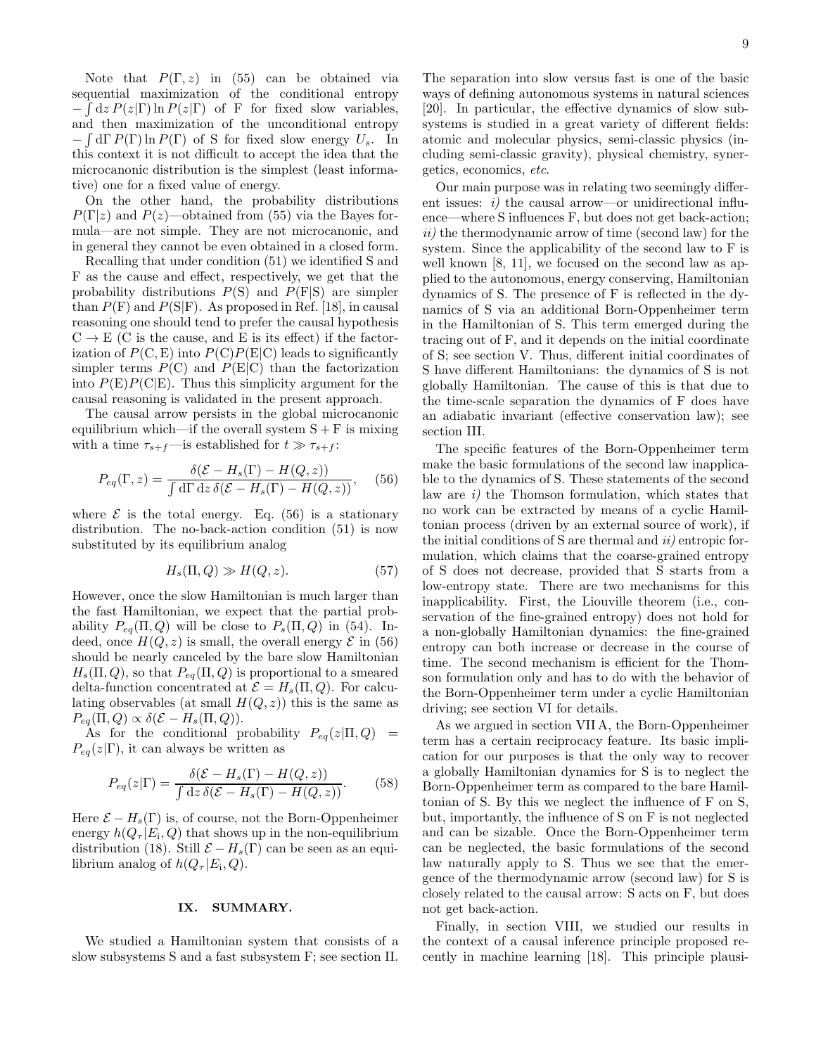Note that $P(\Gamma, z)$ in (55) can be obtained via sequential maximization of the conditional entropy $-\int \mathrm{d}z\, P(z|\Gamma) \ln P(z|\Gamma)$ of F for fixed slow variables, and then maximization of the unconditional entropy $-\int \mathrm{d}\Gamma\, P(\Gamma) \ln P(\Gamma)$ of S for fixed slow energy $U_s$. In this context it is not difficult to accept the idea that the microcanonic distribution is the simplest (least informative) one for a fixed value of energy.

On the other hand, the probability distributions $P(\Gamma|z)$ and $P(z)$—obtained from (55) via the Bayes formula—are not simple. They are not microcanonic, and in general they cannot be even obtained in a closed form.

Recalling that under condition (51) we identified S and F as the cause and effect, respectively, we get that the probability distributions $P(\mathrm{S})$ and $P(\mathrm{F}|\mathrm{S})$ are simpler than $P(\mathrm{F})$ and $P(\mathrm{S}|\mathrm{F})$. As proposed in Ref. [18], in causal reasoning one should tend to prefer the causal hypothesis $\mathrm{C} \to \mathrm{E}$ (C is the cause, and E is its effect) if the factorization of $P(\mathrm{C}, \mathrm{E})$ into $P(\mathrm{C})P(\mathrm{E}|\mathrm{C})$ leads to significantly simpler terms $P(\mathrm{C})$ and $P(\mathrm{E}|\mathrm{C})$ than the factorization into $P(\mathrm{E})P(\mathrm{C}|\mathrm{E})$. Thus this simplicity argument for the causal reasoning is validated in the present approach.

The causal arrow persists in the global microcanonic equilibrium which—if the overall system S + F is mixing with a time $\tau_{s+f}$—is established for $t \gg \tau_{s+f}$:

$$P_{eq}(\Gamma, z) = \frac{\delta(\mathcal{E} - H_s(\Gamma) - H(Q, z))}{\int \mathrm{d}\Gamma\, \mathrm{d}z\, \delta(\mathcal{E} - H_s(\Gamma) - H(Q, z))}, \quad (56)$$

where $\mathcal{E}$ is the total energy. Eq. (56) is a stationary distribution. The no-back-action condition (51) is now substituted by its equilibrium analog

$$H_s(\Pi, Q) \gg H(Q, z). \quad (57)$$

However, once the slow Hamiltonian is much larger than the fast Hamiltonian, we expect that the partial probability $P_{eq}(\Pi, Q)$ will be close to $P_s(\Pi, Q)$ in (54). Indeed, once $H(Q, z)$ is small, the overall energy $\mathcal{E}$ in (56) should be nearly canceled by the bare slow Hamiltonian $H_s(\Pi, Q)$, so that $P_{eq}(\Pi, Q)$ is proportional to a smeared delta-function concentrated at $\mathcal{E} = H_s(\Pi, Q)$. For calculating observables (at small $H(Q, z)$) this is the same as $P_{eq}(\Pi, Q) \propto \delta(\mathcal{E} - H_s(\Pi, Q))$.

As for the conditional probability $P_{eq}(z|\Pi, Q) = P_{eq}(z|\Gamma)$, it can always be written as

$$P_{eq}(z|\Gamma) = \frac{\delta(\mathcal{E} - H_s(\Gamma) - H(Q, z))}{\int \mathrm{d}z\, \delta(\mathcal{E} - H_s(\Gamma) - H(Q, z))}. \quad (58)$$

Here $\mathcal{E} - H_s(\Gamma)$ is, of course, not the Born-Oppenheimer energy $h(Q_\tau|E_\mathrm{i}, Q)$ that shows up in the non-equilibrium distribution (18). Still $\mathcal{E} - H_s(\Gamma)$ can be seen as an equilibrium analog of $h(Q_\tau|E_\mathrm{i}, Q)$.

## IX. SUMMARY.

We studied a Hamiltonian system that consists of a slow subsystems S and a fast subsystem F; see section II. The separation into slow versus fast is one of the basic ways of defining autonomous systems in natural sciences [20]. In particular, the effective dynamics of slow subsystems is studied in a great variety of different fields: atomic and molecular physics, semi-classic physics (including semi-classic gravity), physical chemistry, synergetics, economics, *etc.*

Our main purpose was in relating two seemingly different issues: *i)* the causal arrow—or unidirectional influence—where S influences F, but does not get back-action; *ii)* the thermodynamic arrow of time (second law) for the system. Since the applicability of the second law to F is well known [8, 11], we focused on the second law as applied to the autonomous, energy conserving, Hamiltonian dynamics of S. The presence of F is reflected in the dynamics of S via an additional Born-Oppenheimer term in the Hamiltonian of S. This term emerged during the tracing out of F, and it depends on the initial coordinate of S; see section V. Thus, different initial coordinates of S have different Hamiltonians: the dynamics of S is not globally Hamiltonian. The cause of this is that due to the time-scale separation the dynamics of F does have an adiabatic invariant (effective conservation law); see section III.

The specific features of the Born-Oppenheimer term make the basic formulations of the second law inapplicable to the dynamics of S. These statements of the second law are *i)* the Thomson formulation, which states that no work can be extracted by means of a cyclic Hamiltonian process (driven by an external source of work), if the initial conditions of S are thermal and *ii)* entropic formulation, which claims that the coarse-grained entropy of S does not decrease, provided that S starts from a low-entropy state. There are two mechanisms for this inapplicability. First, the Liouville theorem (i.e., conservation of the fine-grained entropy) does not hold for a non-globally Hamiltonian dynamics: the fine-grained entropy can both increase or decrease in the course of time. The second mechanism is efficient for the Thomson formulation only and has to do with the behavior of the Born-Oppenheimer term under a cyclic Hamiltonian driving; see section VI for details.

As we argued in section VII A, the Born-Oppenheimer term has a certain reciprocacy feature. Its basic implication for our purposes is that the only way to recover a globally Hamiltonian dynamics for S is to neglect the Born-Oppenheimer term as compared to the bare Hamiltonian of S. By this we neglect the influence of F on S, but, importantly, the influence of S on F is not neglected and can be sizable. Once the Born-Oppenheimer term can be neglected, the basic formulations of the second law naturally apply to S. Thus we see that the emergence of the thermodynamic arrow (second law) for S is closely related to the causal arrow: S acts on F, but does not get back-action.

Finally, in section VIII, we studied our results in the context of a causal inference principle proposed recently in machine learning [18]. This principle plausi-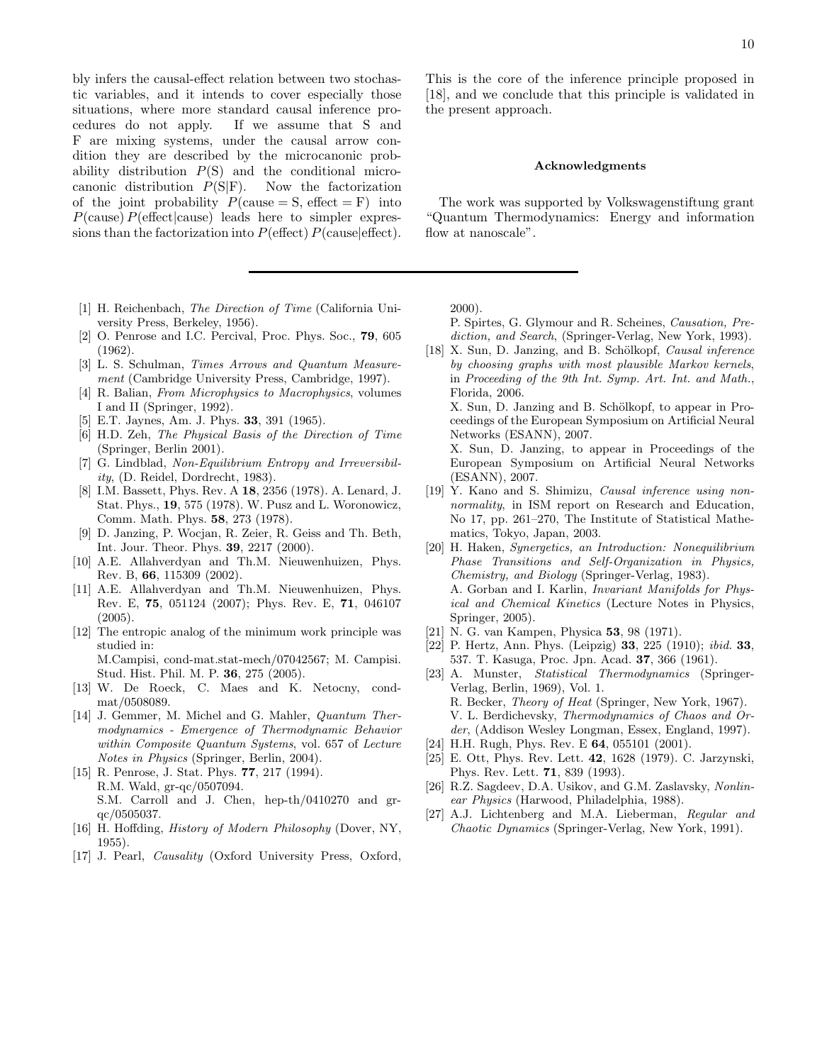bly infers the causal-effect relation between two stochastic variables, and it intends to cover especially those situations, where more standard causal inference procedures do not apply. If we assume that S and F are mixing systems, under the causal arrow condition they are described by the microcanonic probability distribution $P(\mathrm{S})$ and the conditional microcanonic distribution $P(\mathrm{S}|\mathrm{F})$. Now the factorization of the joint probability $P(\mathrm{cause} = \mathrm{S}, \mathrm{effect} = \mathrm{F})$ into $P(\mathrm{cause})\, P(\mathrm{effect}|\mathrm{cause})$ leads here to simpler expressions than the factorization into $P(\mathrm{effect})\, P(\mathrm{cause}|\mathrm{effect})$. This is the core of the inference principle proposed in [18], and we conclude that this principle is validated in the present approach.

### Acknowledgments

The work was supported by Volkswagenstiftung grant "Quantum Thermodynamics: Energy and information flow at nanoscale".

---

[1] H. Reichenbach, *The Direction of Time* (California University Press, Berkeley, 1956).

[2] O. Penrose and I.C. Percival, Proc. Phys. Soc., **79**, 605 (1962).

[3] L. S. Schulman, *Times Arrows and Quantum Measurement* (Cambridge University Press, Cambridge, 1997).

[4] R. Balian, *From Microphysics to Macrophysics*, volumes I and II (Springer, 1992).

[5] E.T. Jaynes, Am. J. Phys. **33**, 391 (1965).

[6] H.D. Zeh, *The Physical Basis of the Direction of Time* (Springer, Berlin 2001).

[7] G. Lindblad, *Non-Equilibrium Entropy and Irreversibility*, (D. Reidel, Dordrecht, 1983).

[8] I.M. Bassett, Phys. Rev. A **18**, 2356 (1978). A. Lenard, J. Stat. Phys., **19**, 575 (1978). W. Pusz and L. Woronowicz, Comm. Math. Phys. **58**, 273 (1978).

[9] D. Janzing, P. Wocjan, R. Zeier, R. Geiss and Th. Beth, Int. Jour. Theor. Phys. **39**, 2217 (2000).

[10] A.E. Allahverdyan and Th.M. Nieuwenhuizen, Phys. Rev. B, **66**, 115309 (2002).

[11] A.E. Allahverdyan and Th.M. Nieuwenhuizen, Phys. Rev. E, **75**, 051124 (2007); Phys. Rev. E, **71**, 046107 (2005).

[12] The entropic analog of the minimum work principle was studied in:
M.Campisi, cond-mat.stat-mech/07042567; M. Campisi. Stud. Hist. Phil. M. P. **36**, 275 (2005).

[13] W. De Roeck, C. Maes and K. Netocny, cond-mat/0508089.

[14] J. Gemmer, M. Michel and G. Mahler, *Quantum Thermodynamics - Emergence of Thermodynamic Behavior within Composite Quantum Systems*, vol. 657 of *Lecture Notes in Physics* (Springer, Berlin, 2004).

[15] R. Penrose, J. Stat. Phys. **77**, 217 (1994).
R.M. Wald, gr-qc/0507094.
S.M. Carroll and J. Chen, hep-th/0410270 and gr-qc/0505037.

[16] H. Hoffding, *History of Modern Philosophy* (Dover, NY, 1955).

[17] J. Pearl, *Causality* (Oxford University Press, Oxford, 2000).
P. Spirtes, G. Glymour and R. Scheines, *Causation, Prediction, and Search*, (Springer-Verlag, New York, 1993).

[18] X. Sun, D. Janzing, and B. Schölkopf, *Causal inference by choosing graphs with most plausible Markov kernels*, in *Proceeding of the 9th Int. Symp. Art. Int. and Math.*, Florida, 2006.
X. Sun, D. Janzing and B. Schölkopf, to appear in Proceedings of the European Symposium on Artificial Neural Networks (ESANN), 2007.
X. Sun, D. Janzing, to appear in Proceedings of the European Symposium on Artificial Neural Networks (ESANN), 2007.

[19] Y. Kano and S. Shimizu, *Causal inference using nonnormality*, in ISM report on Research and Education, No 17, pp. 261–270, The Institute of Statistical Mathematics, Tokyo, Japan, 2003.

[20] H. Haken, *Synergetics, an Introduction: Nonequilibrium Phase Transitions and Self-Organization in Physics, Chemistry, and Biology* (Springer-Verlag, 1983).
A. Gorban and I. Karlin, *Invariant Manifolds for Physical and Chemical Kinetics* (Lecture Notes in Physics, Springer, 2005).

[21] N. G. van Kampen, Physica **53**, 98 (1971).

[22] P. Hertz, Ann. Phys. (Leipzig) **33**, 225 (1910); *ibid.* **33**, 537. T. Kasuga, Proc. Jpn. Acad. **37**, 366 (1961).

[23] A. Munster, *Statistical Thermodynamics* (Springer-Verlag, Berlin, 1969), Vol. 1.
R. Becker, *Theory of Heat* (Springer, New York, 1967).
V. L. Berdichevsky, *Thermodynamics of Chaos and Order*, (Addison Wesley Longman, Essex, England, 1997).

[24] H.H. Rugh, Phys. Rev. E **64**, 055101 (2001).

[25] E. Ott, Phys. Rev. Lett. **42**, 1628 (1979). C. Jarzynski, Phys. Rev. Lett. **71**, 839 (1993).

[26] R.Z. Sagdeev, D.A. Usikov, and G.M. Zaslavsky, *Nonlinear Physics* (Harwood, Philadelphia, 1988).

[27] A.J. Lichtenberg and M.A. Lieberman, *Regular and Chaotic Dynamics* (Springer-Verlag, New York, 1991).